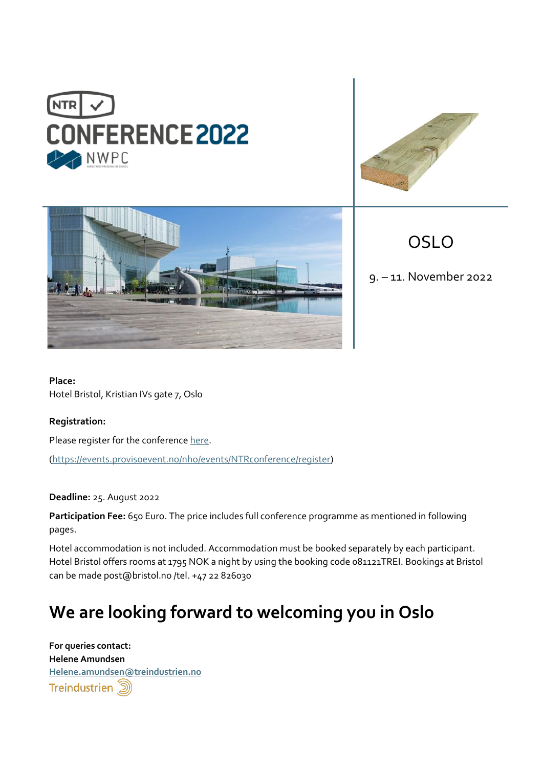NTR

# CONFERENCE 2022

NWPC

OSLO

9. – 11. November 2022

**Place:**
Hotel Bristol, Kristian IVs gate 7, Oslo

**Registration:**

Please register for the conference [here](https://events.provisoevent.no/nho/events/NTRconference/register).

(https://events.provisoevent.no/nho/events/NTRconference/register)

**Deadline:** 25. August 2022

**Participation Fee:** 650 Euro. The price includes full conference programme as mentioned in following pages.

Hotel accommodation is not included. Accommodation must be booked separately by each participant. Hotel Bristol offers rooms at 1795 NOK a night by using the booking code 081121TREI. Bookings at Bristol can be made post@bristol.no /tel. +47 22 826030

## We are looking forward to welcoming you in Oslo

**For queries contact:**
**Helene Amundsen**
**Helene.amundsen@treindustrien.no**

Treindustrien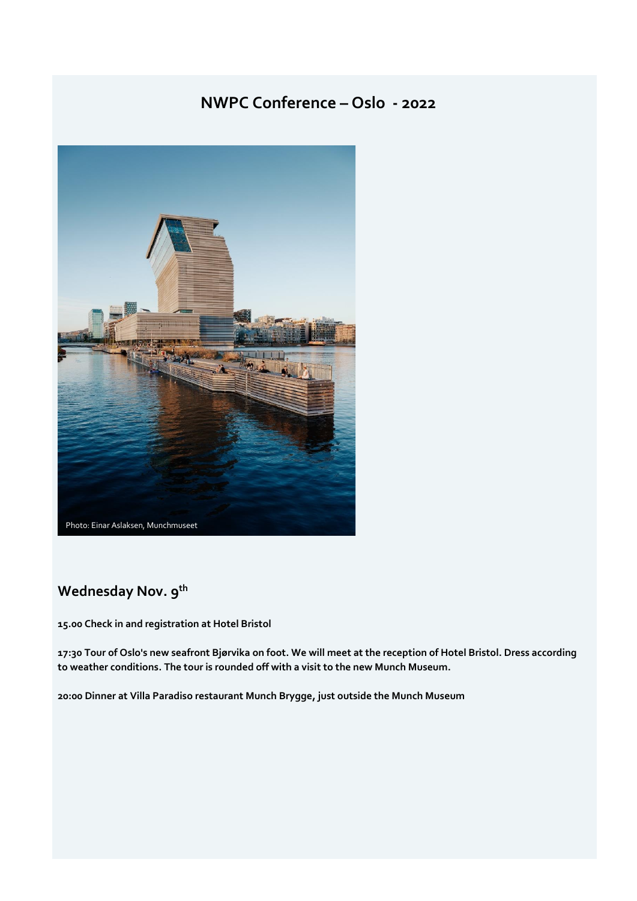# NWPC Conference – Oslo - 2022

Photo: Einar Aslaksen, Munchmuseet

## Wednesday Nov. 9th

**15.00 Check in and registration at Hotel Bristol**

**17:30 Tour of Oslo's new seafront Bjørvika on foot. We will meet at the reception of Hotel Bristol. Dress according to weather conditions. The tour is rounded off with a visit to the new Munch Museum.**

**20:00 Dinner at Villa Paradiso restaurant Munch Brygge, just outside the Munch Museum**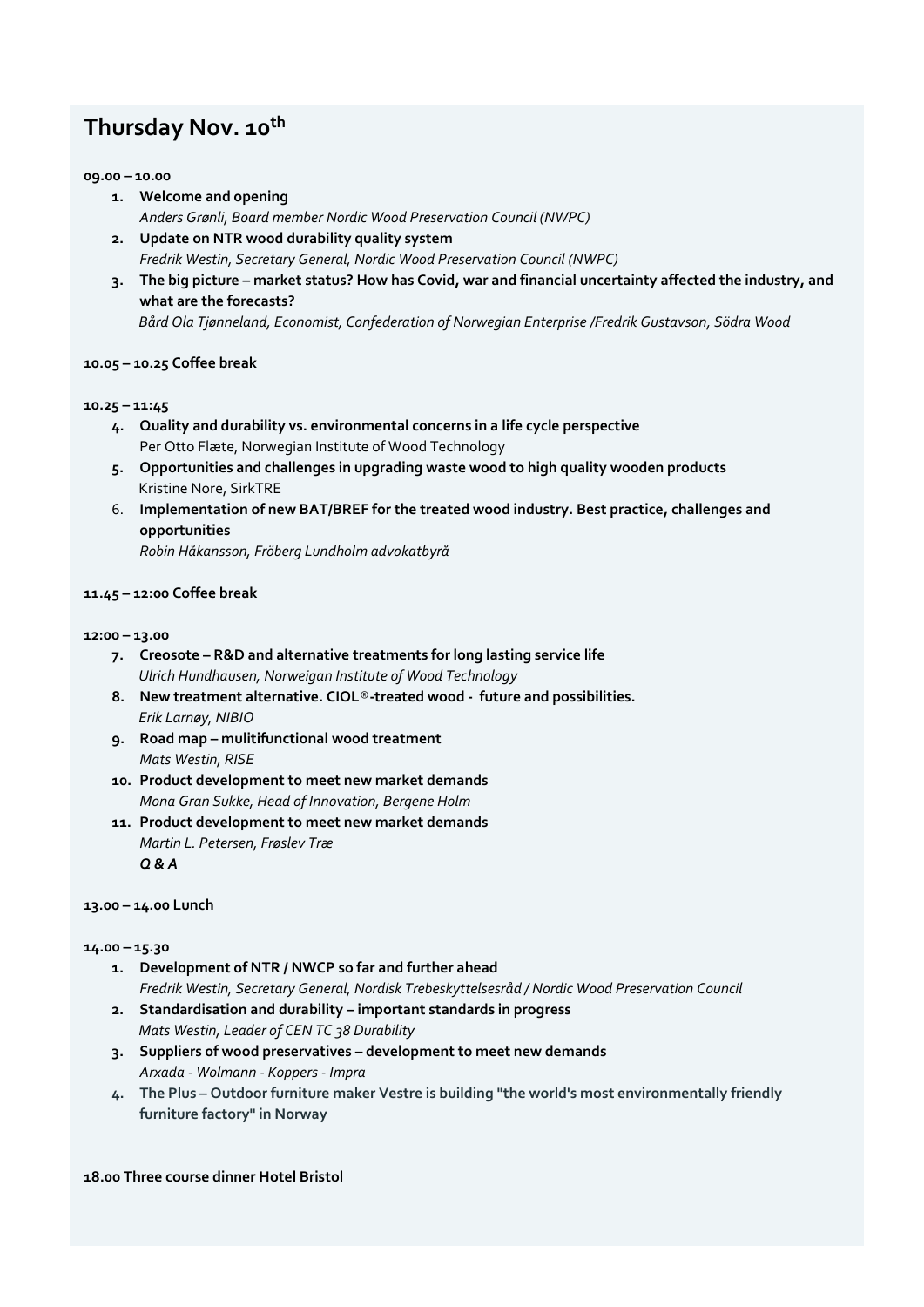# Thursday Nov. 10th

**09.00 – 10.00**

1. **Welcome and opening**
   *Anders Grønli, Board member Nordic Wood Preservation Council (NWPC)*
2. **Update on NTR wood durability quality system**
   *Fredrik Westin, Secretary General, Nordic Wood Preservation Council (NWPC)*
3. **The big picture – market status? How has Covid, war and financial uncertainty affected the industry, and what are the forecasts?**
   *Bård Ola Tjønneland, Economist, Confederation of Norwegian Enterprise /Fredrik Gustavson, Södra Wood*

**10.05 – 10.25 Coffee break**

**10.25 – 11:45**

4. **Quality and durability vs. environmental concerns in a life cycle perspective**
   Per Otto Flæte, Norwegian Institute of Wood Technology
5. **Opportunities and challenges in upgrading waste wood to high quality wooden products**
   Kristine Nore, SirkTRE
6. **Implementation of new BAT/BREF for the treated wood industry. Best practice, challenges and opportunities**
   *Robin Håkansson, Fröberg Lundholm advokatbyrå*

**11.45 – 12:00 Coffee break**

**12:00 – 13.00**

7. **Creosote – R&D and alternative treatments for long lasting service life**
   *Ulrich Hundhausen, Norweigan Institute of Wood Technology*
8. **New treatment alternative. CIOL®-treated wood - future and possibilities.**
   *Erik Larnøy, NIBIO*
9. **Road map – mulitifunctional wood treatment**
   *Mats Westin, RISE*
10. **Product development to meet new market demands**
    *Mona Gran Sukke, Head of Innovation, Bergene Holm*
11. **Product development to meet new market demands**
    *Martin L. Petersen, Frøslev Træ*
    ***Q & A***

**13.00 – 14.00 Lunch**

**14.00 – 15.30**

1. **Development of NTR / NWCP so far and further ahead**
   *Fredrik Westin, Secretary General, Nordisk Trebeskyttelsesråd / Nordic Wood Preservation Council*
2. **Standardisation and durability – important standards in progress**
   *Mats Westin, Leader of CEN TC 38 Durability*
3. **Suppliers of wood preservatives – development to meet new demands**
   *Arxada - Wolmann - Koppers - Impra*
4. **The Plus – Outdoor furniture maker Vestre is building "the world's most environmentally friendly furniture factory" in Norway**

**18.00 Three course dinner Hotel Bristol**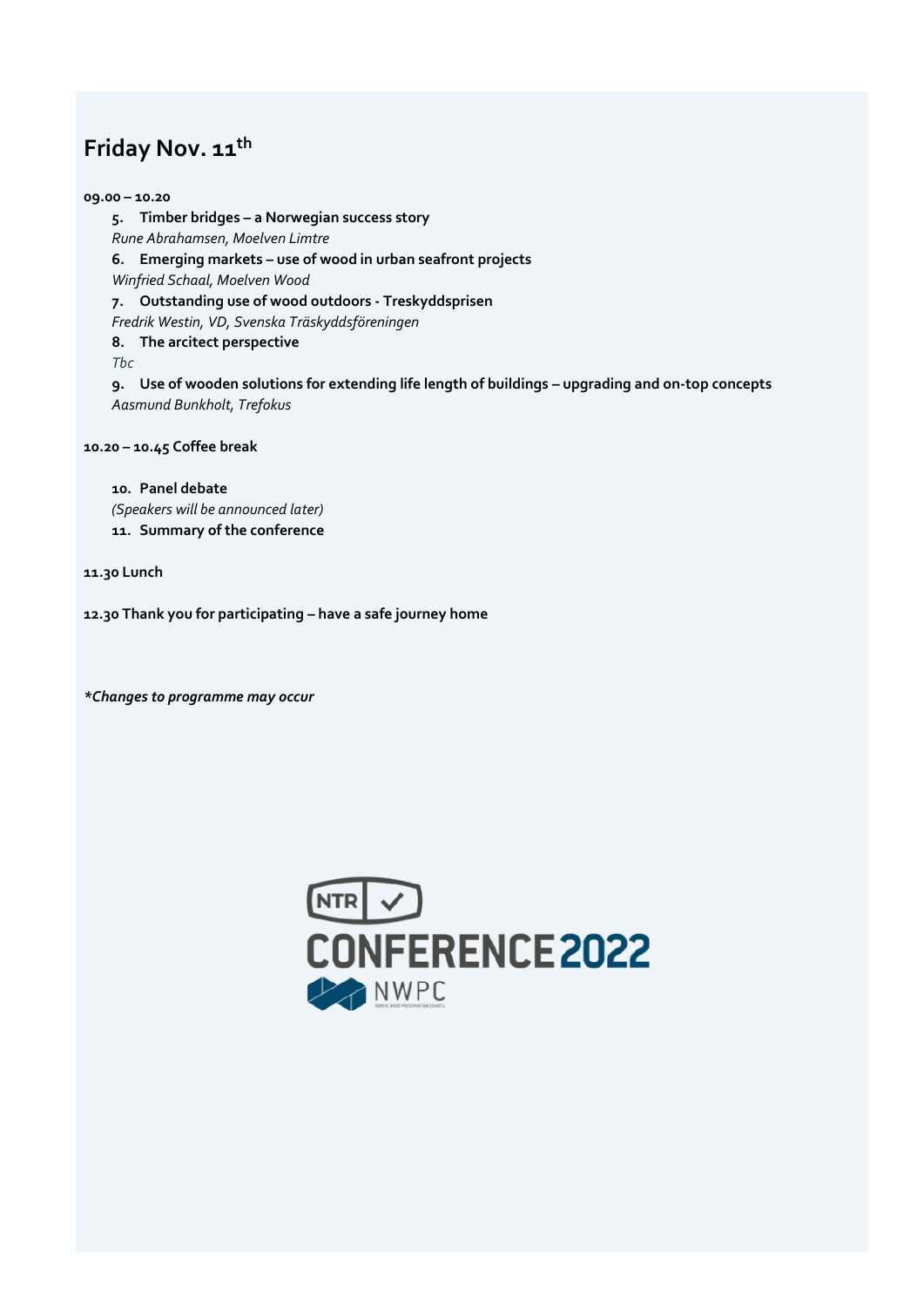## Friday Nov. 11th

**09.00 – 10.20**

5. **Timber bridges – a Norwegian success story**
*Rune Abrahamsen, Moelven Limtre*
6. **Emerging markets – use of wood in urban seafront projects**
*Winfried Schaal, Moelven Wood*
7. **Outstanding use of wood outdoors - Treskyddsprisen**
*Fredrik Westin, VD, Svenska Träskyddsföreningen*
8. **The arcitect perspective**
*Tbc*
9. **Use of wooden solutions for extending life length of buildings – upgrading and on-top concepts**
*Aasmund Bunkholt, Trefokus*

**10.20 – 10.45 Coffee break**

10. **Panel debate**
*(Speakers will be announced later)*
11. **Summary of the conference**

**11.30 Lunch**

**12.30 Thank you for participating – have a safe journey home**

***Changes to programme may occur**

NTR CONFERENCE 2022
NWPC